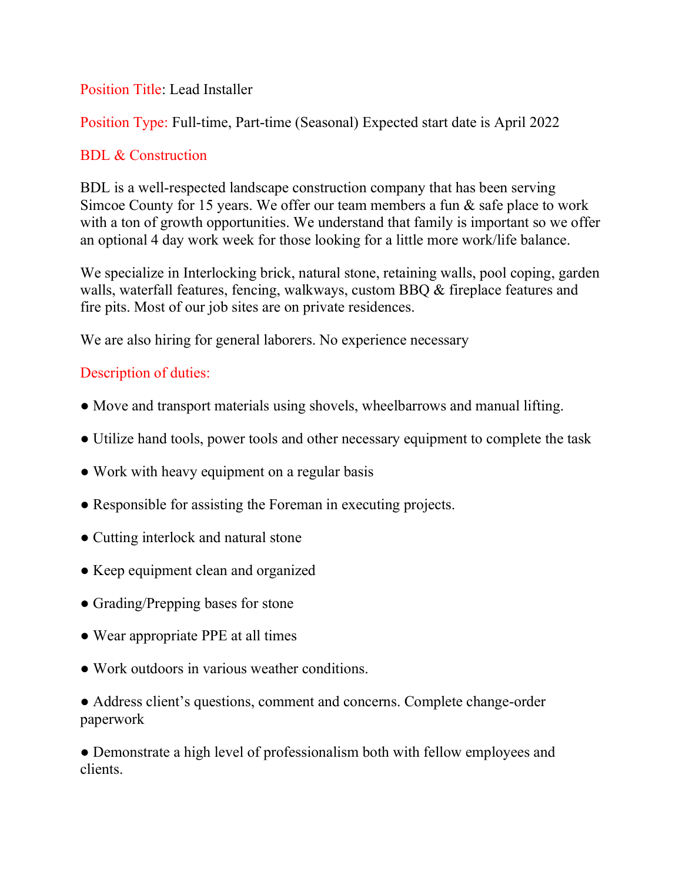Position Title: Lead Installer

Position Type: Full-time, Part-time (Seasonal) Expected start date is April 2022

## BDL & Construction

BDL is a well-respected landscape construction company that has been serving Simcoe County for 15 years. We offer our team members a fun & safe place to work with a ton of growth opportunities. We understand that family is important so we offer an optional 4 day work week for those looking for a little more work/life balance.

We specialize in Interlocking brick, natural stone, retaining walls, pool coping, garden walls, waterfall features, fencing, walkways, custom BBQ & fireplace features and fire pits. Most of our job sites are on private residences.

We are also hiring for general laborers. No experience necessary

## Description of duties:

- Move and transport materials using shovels, wheelbarrows and manual lifting.
- Utilize hand tools, power tools and other necessary equipment to complete the task
- Work with heavy equipment on a regular basis
- Responsible for assisting the Foreman in executing projects.
- Cutting interlock and natural stone
- Keep equipment clean and organized
- Grading/Prepping bases for stone
- Wear appropriate PPE at all times
- Work outdoors in various weather conditions.
- Address client's questions, comment and concerns. Complete change-order paperwork
- Demonstrate a high level of professionalism both with fellow employees and clients.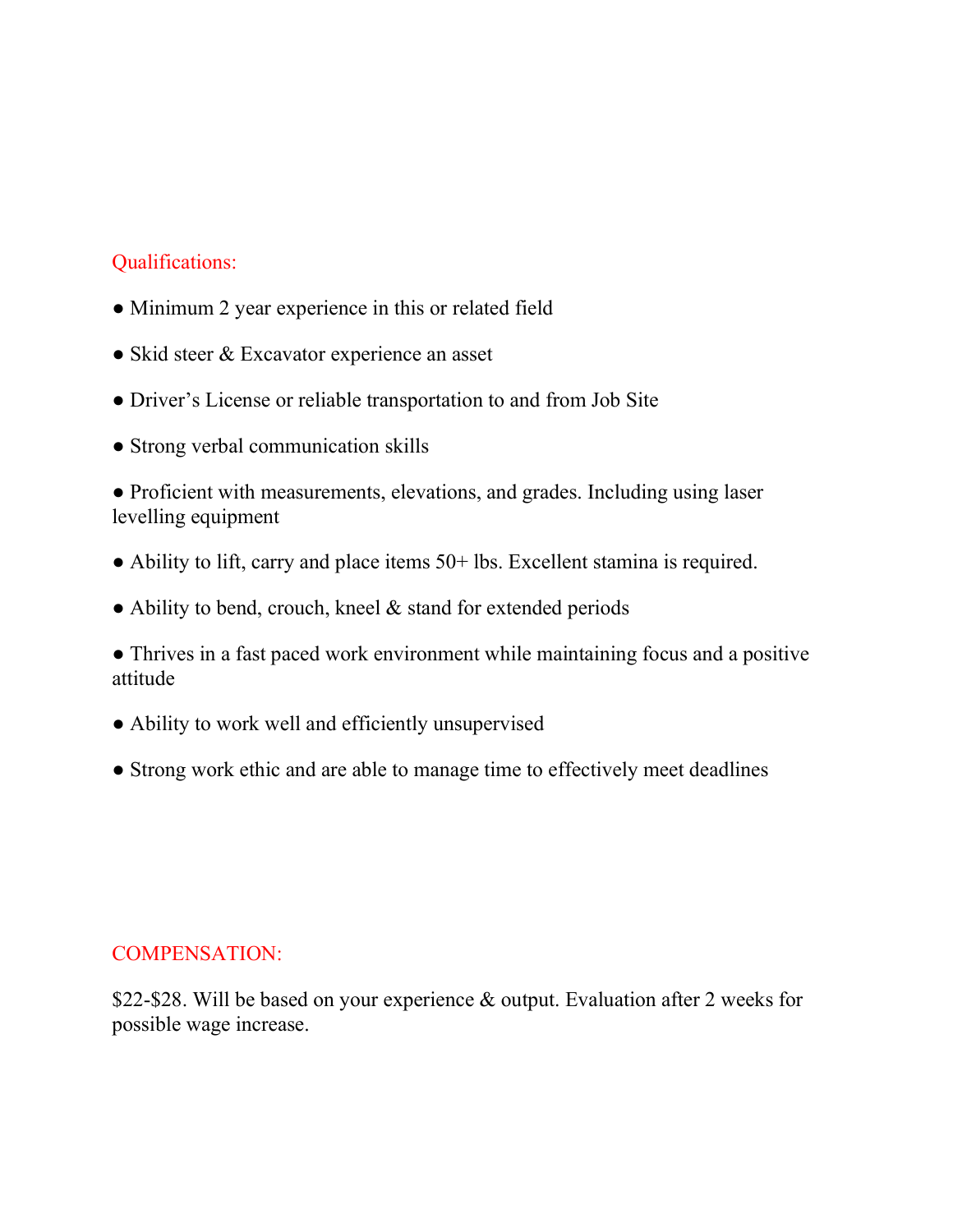## Qualifications:

- Minimum 2 year experience in this or related field
- Skid steer & Excavator experience an asset
- Driver's License or reliable transportation to and from Job Site
- Strong verbal communication skills
- Proficient with measurements, elevations, and grades. Including using laser levelling equipment
- Ability to lift, carry and place items 50+ lbs. Excellent stamina is required.
- Ability to bend, crouch, kneel & stand for extended periods
- Thrives in a fast paced work environment while maintaining focus and a positive attitude
- Ability to work well and efficiently unsupervised
- Strong work ethic and are able to manage time to effectively meet deadlines

## COMPENSATION:

$22-$28. Will be based on your experience & output. Evaluation after 2 weeks for possible wage increase.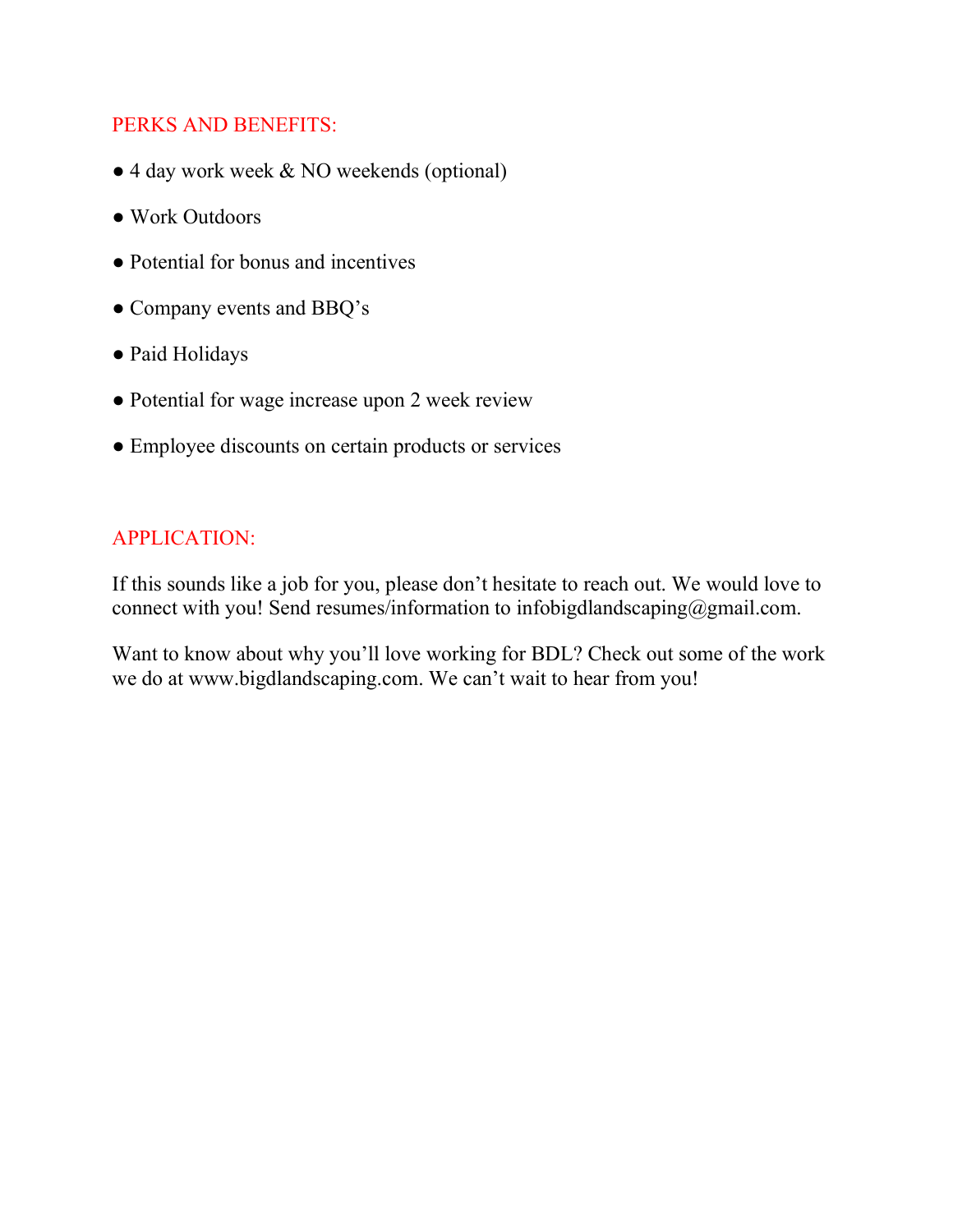## PERKS AND BENEFITS:

- 4 day work week & NO weekends (optional)
- Work Outdoors
- Potential for bonus and incentives
- Company events and BBQ's
- Paid Holidays
- Potential for wage increase upon 2 week review
- Employee discounts on certain products or services

## APPLICATION:

If this sounds like a job for you, please don't hesitate to reach out. We would love to connect with you! Send resumes/information to infobigdlandscaping@gmail.com.

Want to know about why you'll love working for BDL? Check out some of the work we do at www.bigdlandscaping.com. We can't wait to hear from you!